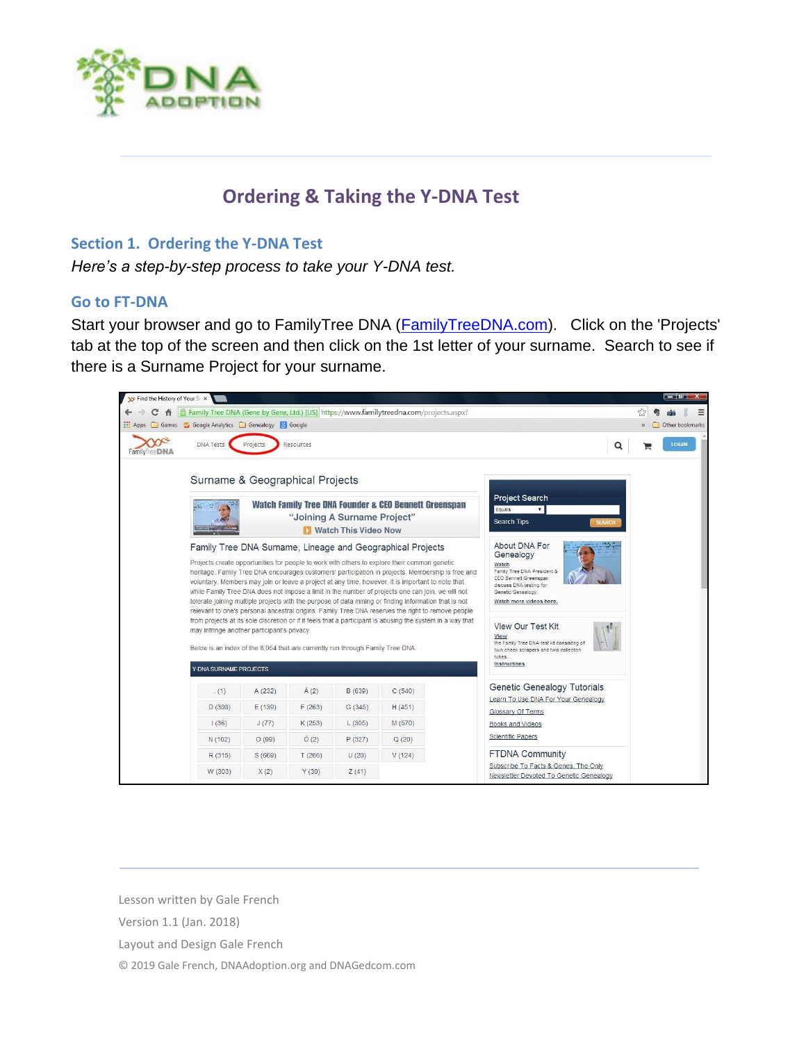# Ordering & Taking the Y-DNA Test

## Section 1. Ordering the Y-DNA Test

*Here's a step-by-step process to take your Y-DNA test.*

### Go to FT-DNA

Start your browser and go to FamilyTree DNA ([FamilyTreeDNA.com](FamilyTreeDNA.com)). Click on the 'Projects' tab at the top of the screen and then click on the 1st letter of your surname. Search to see if there is a Surname Project for your surname.

Lesson written by Gale French

Version 1.1 (Jan. 2018)

Layout and Design Gale French

© 2019 Gale French, DNAAdoption.org and DNAGedcom.com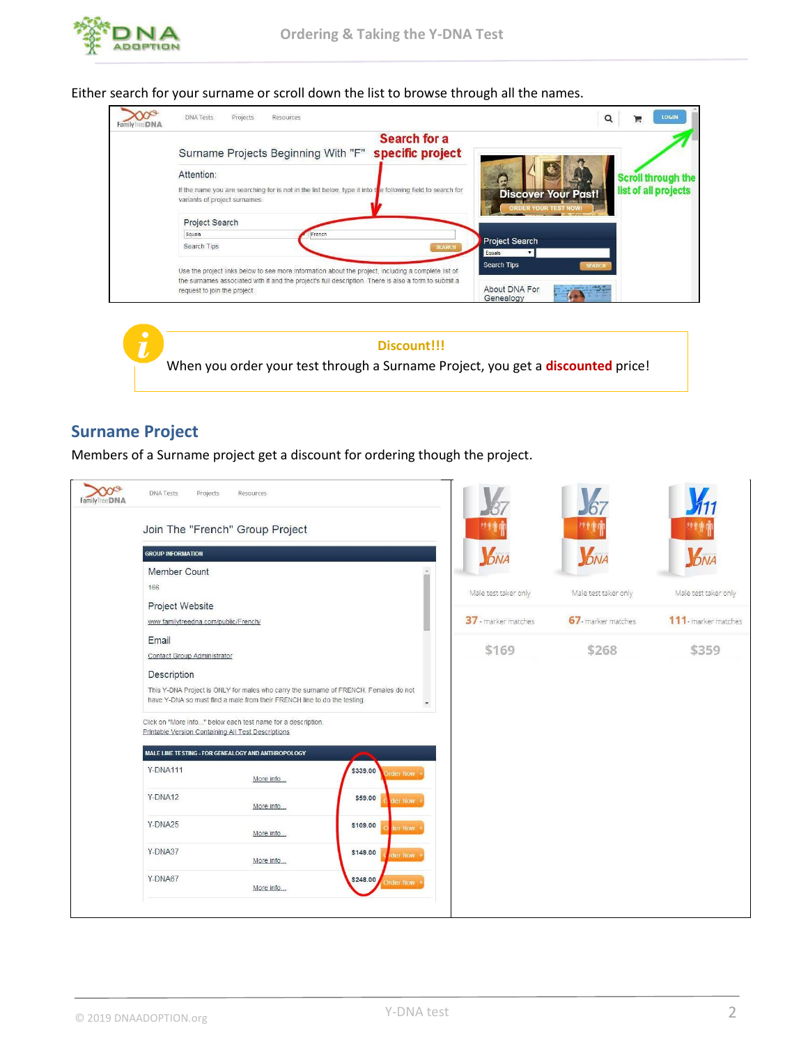Either search for your surname or scroll down the list to browse through all the names.

Search for a specific project

Scroll through the list of all projects

Surname Projects Beginning With "F"

Attention:

If the name you are searching for is not in the list below, type it into the following field to search for variants of project surnames.

Project Search

Search Tips

Use the project links below to see more information about the project, including a complete list of the surnames associated with it and the project's full description. There is also a form to submit a request to join the project.

Discover Your Past!

ORDER YOUR TEST NOW!

About DNA For Genealogy

**Discount!!!**

When you order your test through a Surname Project, you get a **discounted** price!

## Surname Project

Members of a Surname project get a discount for ordering though the project.

Join The "French" Group Project

GROUP INFORMATION

Member Count

166

Project Website

www.familytreedna.com/public/French/

Email

Contact Group Administrator

Description

This Y-DNA Project is ONLY for males who carry the surname of FRENCH. Females do not have Y-DNA so must find a male from their FRENCH line to do the testing.

Click on "More info..." below each test name for a description.
Printable Version Containing All Test Descriptions

MALE LINE TESTING - FOR GENEALOGY AND ANTHROPOLOGY

| Test | | Price |
|---|---|---|
| Y-DNA111 | More info... | $339.00 |
| Y-DNA12 | More info... | $59.00 |
| Y-DNA25 | More info... | $109.00 |
| Y-DNA37 | More info... | $149.00 |
| Y-DNA67 | More info... | $248.00 |

| Y37 | Y67 | Y111 |
|---|---|---|
| Male test taker only | Male test taker only | Male test taker only |
| 37 - marker matches | 67 - marker matches | 111 - marker matches |
| $169 | $268 | $359 |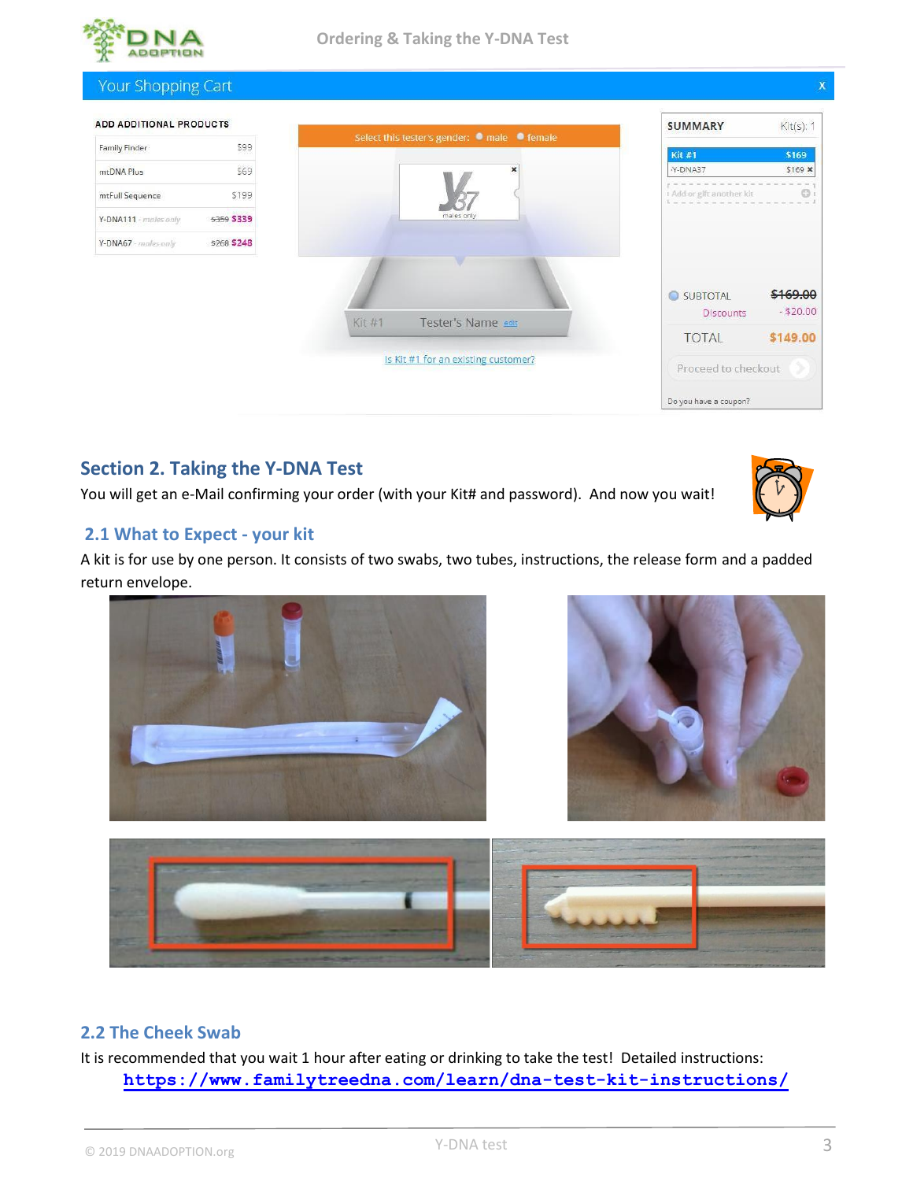## Section 2. Taking the Y-DNA Test

You will get an e-Mail confirming your order (with your Kit# and password). And now you wait!

### 2.1 What to Expect - your kit

A kit is for use by one person. It consists of two swabs, two tubes, instructions, the release form and a padded return envelope.

### 2.2 The Cheek Swab

It is recommended that you wait 1 hour after eating or drinking to take the test! Detailed instructions: https://www.familytreedna.com/learn/dna-test-kit-instructions/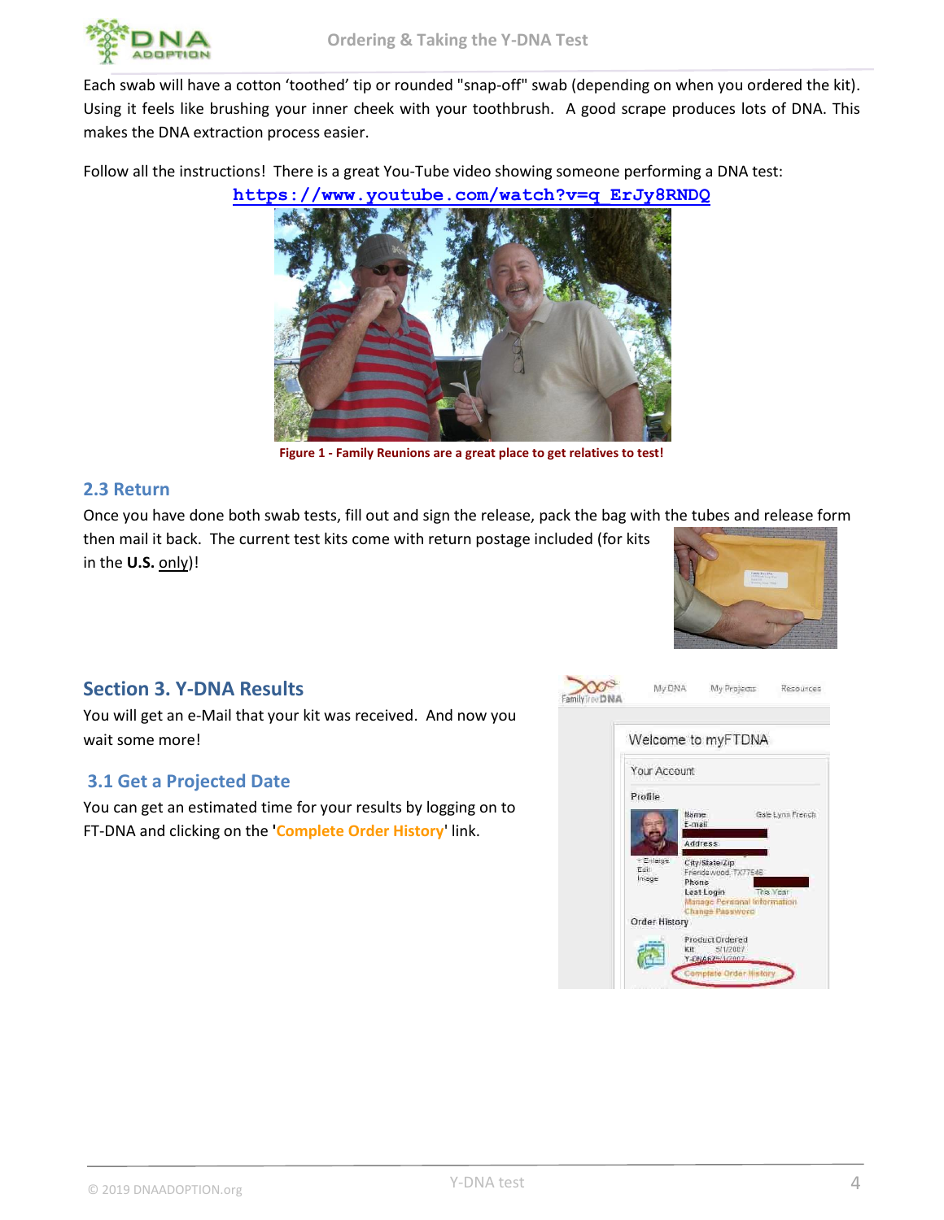Each swab will have a cotton 'toothed' tip or rounded "snap-off" swab (depending on when you ordered the kit). Using it feels like brushing your inner cheek with your toothbrush. A good scrape produces lots of DNA. This makes the DNA extraction process easier.

Follow all the instructions! There is a great You-Tube video showing someone performing a DNA test:
https://www.youtube.com/watch?v=q_ErJy8RNDQ

**Figure 1 - Family Reunions are a great place to get relatives to test!**

## 2.3 Return

Once you have done both swab tests, fill out and sign the release, pack the bag with the tubes and release form then mail it back. The current test kits come with return postage included (for kits in the **U.S.** only)!

# Section 3. Y-DNA Results

You will get an e-Mail that your kit was received. And now you wait some more!

## 3.1 Get a Projected Date

You can get an estimated time for your results by logging on to FT-DNA and clicking on the '**Complete Order History**' link.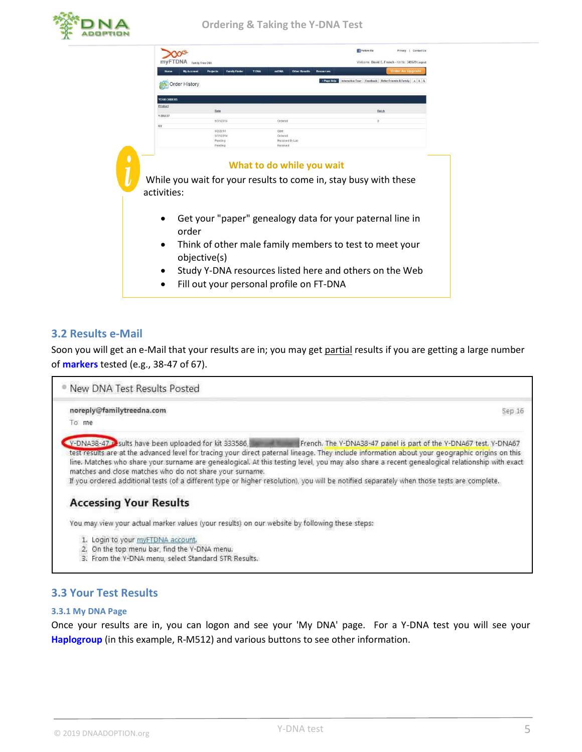**What to do while you wait**

While you wait for your results to come in, stay busy with these activities:

- Get your "paper" genealogy data for your paternal line in order
- Think of other male family members to test to meet your objective(s)
- Study Y-DNA resources listed here and others on the Web
- Fill out your personal profile on FT-DNA

## 3.2 Results e-Mail

Soon you will get an e-Mail that your results are in; you may get partial results if you are getting a large number of **markers** tested (e.g., 38-47 of 67).

New DNA Test Results Posted

noreply@familytreedna.com

To me

Sep 16

Y-DNA38-47 results have been uploaded for kit 333586, French. The Y-DNA38-47 panel is part of the Y-DNA67 test. Y-DNA67 test results are at the advanced level for tracing your direct paternal lineage. They include information about your geographic origins on this line. Matches who share your surname are genealogical. At this testing level, you may also share a recent genealogical relationship with exact matches and close matches who do not share your surname.
If you ordered additional tests (of a different type or higher resolution), you will be notified separately when those tests are complete.

**Accessing Your Results**

You may view your actual marker values (your results) on our website by following these steps:

1. Login to your myFTDNA account.
2. On the top menu bar, find the Y-DNA menu.
3. From the Y-DNA menu, select Standard STR Results.

## 3.3 Your Test Results

### 3.3.1 My DNA Page

Once your results are in, you can logon and see your 'My DNA' page. For a Y-DNA test you will see your **Haplogroup** (in this example, R-M512) and various buttons to see other information.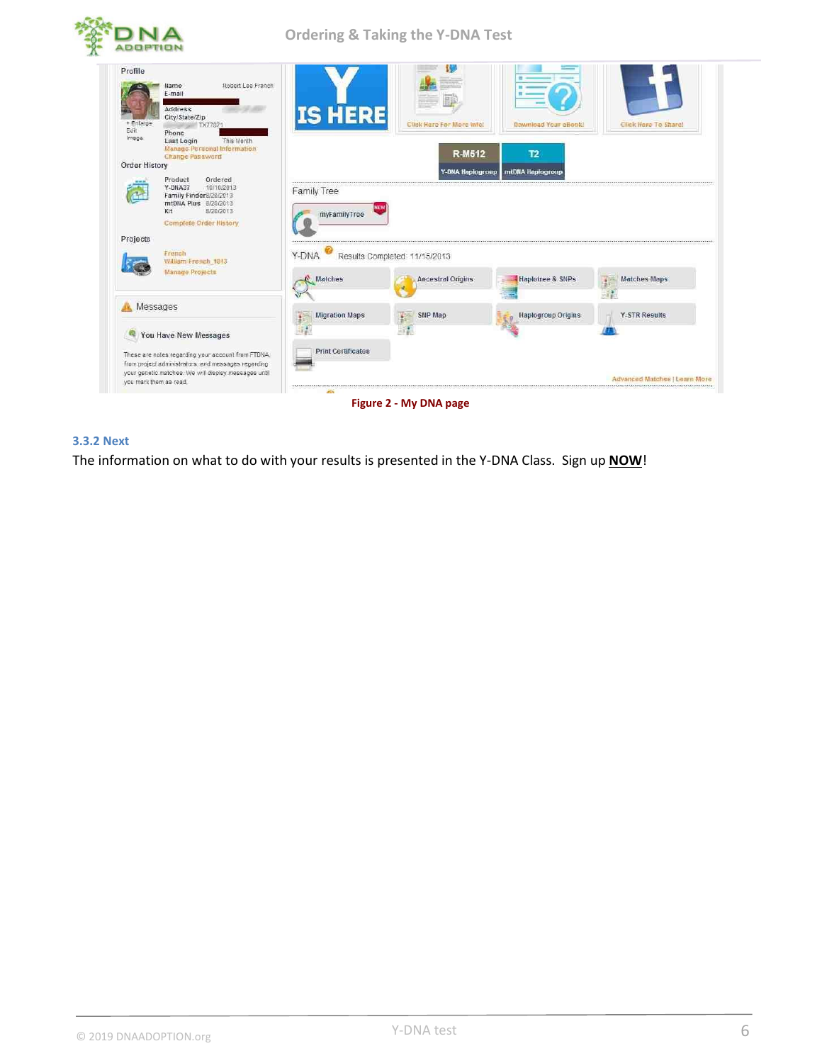Figure 2 - My DNA page

### 3.3.2 Next

The information on what to do with your results is presented in the Y-DNA Class. Sign up **NOW**!